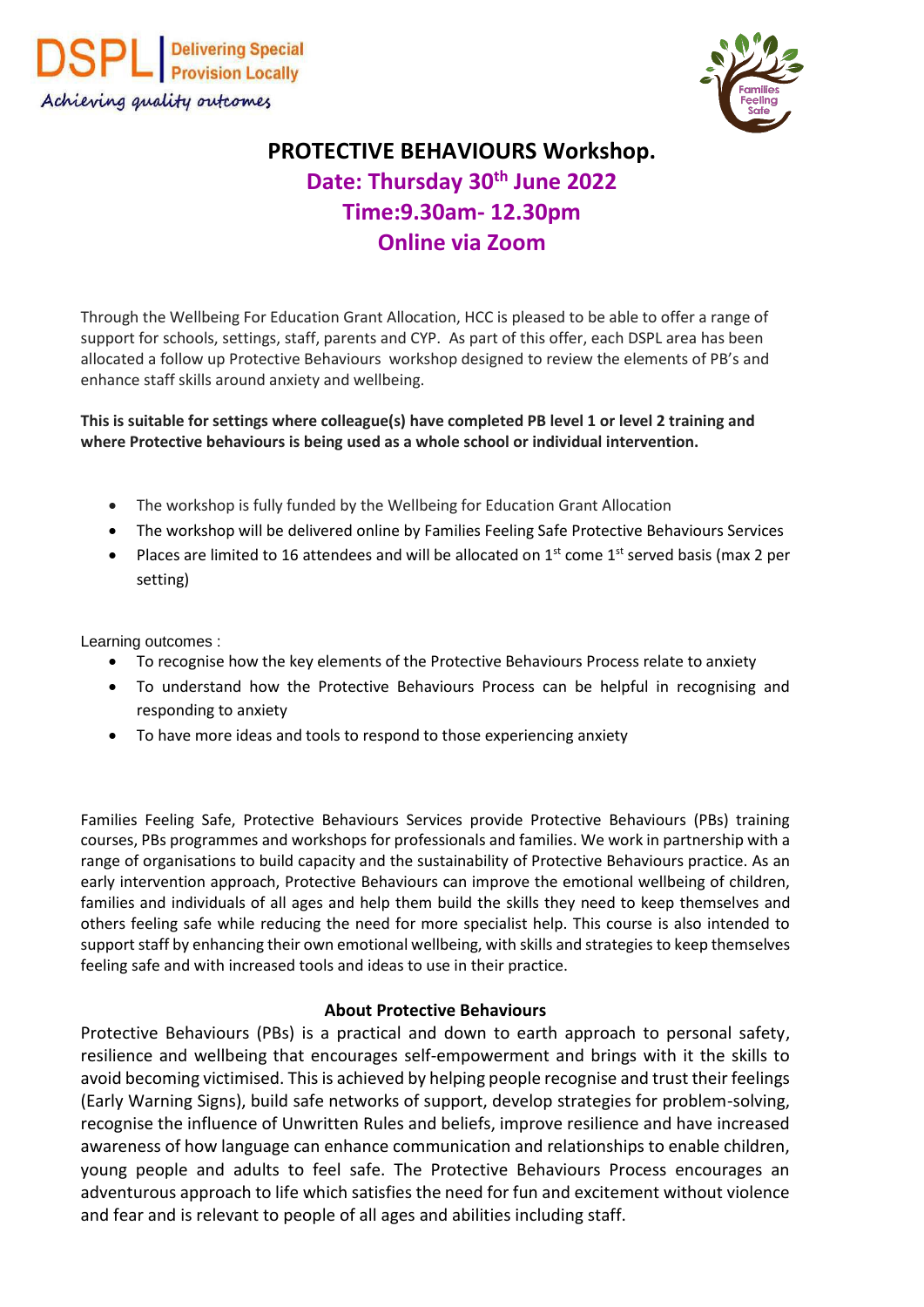DSPL | Delivering Special Provision Locally

*Achieving quality outcomes*

Families Feeling Safe

# PROTECTIVE BEHAVIOURS Workshop.

## Date: Thursday 30th June 2022
## Time:9.30am- 12.30pm
## Online via Zoom

Through the Wellbeing For Education Grant Allocation, HCC is pleased to be able to offer a range of support for schools, settings, staff, parents and CYP. As part of this offer, each DSPL area has been allocated a follow up Protective Behaviours workshop designed to review the elements of PB's and enhance staff skills around anxiety and wellbeing.

**This is suitable for settings where colleague(s) have completed PB level 1 or level 2 training and where Protective behaviours is being used as a whole school or individual intervention.**

- The workshop is fully funded by the Wellbeing for Education Grant Allocation
- The workshop will be delivered online by Families Feeling Safe Protective Behaviours Services
- Places are limited to 16 attendees and will be allocated on 1st come 1st served basis (max 2 per setting)

Learning outcomes :

- To recognise how the key elements of the Protective Behaviours Process relate to anxiety
- To understand how the Protective Behaviours Process can be helpful in recognising and responding to anxiety
- To have more ideas and tools to respond to those experiencing anxiety

Families Feeling Safe, Protective Behaviours Services provide Protective Behaviours (PBs) training courses, PBs programmes and workshops for professionals and families. We work in partnership with a range of organisations to build capacity and the sustainability of Protective Behaviours practice. As an early intervention approach, Protective Behaviours can improve the emotional wellbeing of children, families and individuals of all ages and help them build the skills they need to keep themselves and others feeling safe while reducing the need for more specialist help. This course is also intended to support staff by enhancing their own emotional wellbeing, with skills and strategies to keep themselves feeling safe and with increased tools and ideas to use in their practice.

### About Protective Behaviours

Protective Behaviours (PBs) is a practical and down to earth approach to personal safety, resilience and wellbeing that encourages self-empowerment and brings with it the skills to avoid becoming victimised. This is achieved by helping people recognise and trust their feelings (Early Warning Signs), build safe networks of support, develop strategies for problem-solving, recognise the influence of Unwritten Rules and beliefs, improve resilience and have increased awareness of how language can enhance communication and relationships to enable children, young people and adults to feel safe. The Protective Behaviours Process encourages an adventurous approach to life which satisfies the need for fun and excitement without violence and fear and is relevant to people of all ages and abilities including staff.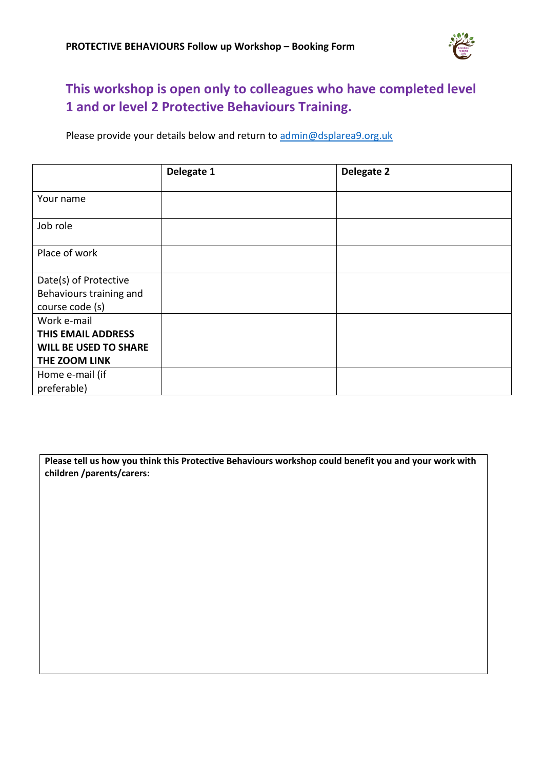**PROTECTIVE BEHAVIOURS Follow up Workshop – Booking Form**

## This workshop is open only to colleagues who have completed level 1 and or level 2 Protective Behaviours Training.

Please provide your details below and return to admin@dsplarea9.org.uk

| | Delegate 1 | Delegate 2 |
|---|---|---|
| Your name | | |
| Job role | | |
| Place of work | | |
| Date(s) of Protective Behaviours training and course code (s) | | |
| Work e-mail **THIS EMAIL ADDRESS WILL BE USED TO SHARE THE ZOOM LINK** | | |
| Home e-mail (if preferable) | | |

**Please tell us how you think this Protective Behaviours workshop could benefit you and your work with children /parents/carers:**